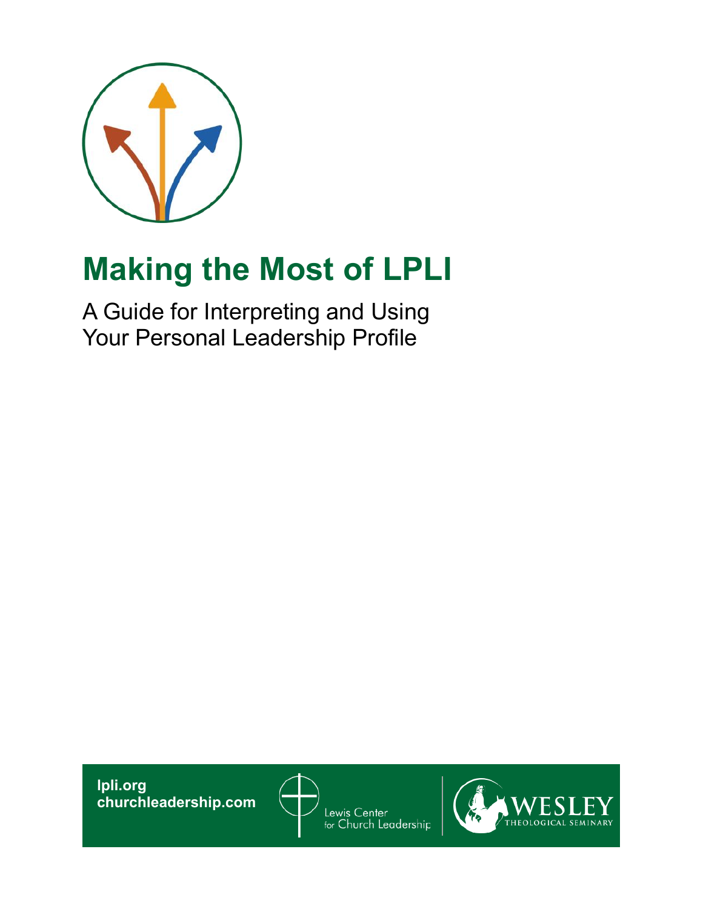# Making the Most of LPLI

A Guide for Interpreting and Using Your Personal Leadership Profile

**lpli.org**
**churchleadership.com**

Lewis Center for Church Leadership

WESLEY THEOLOGICAL SEMINARY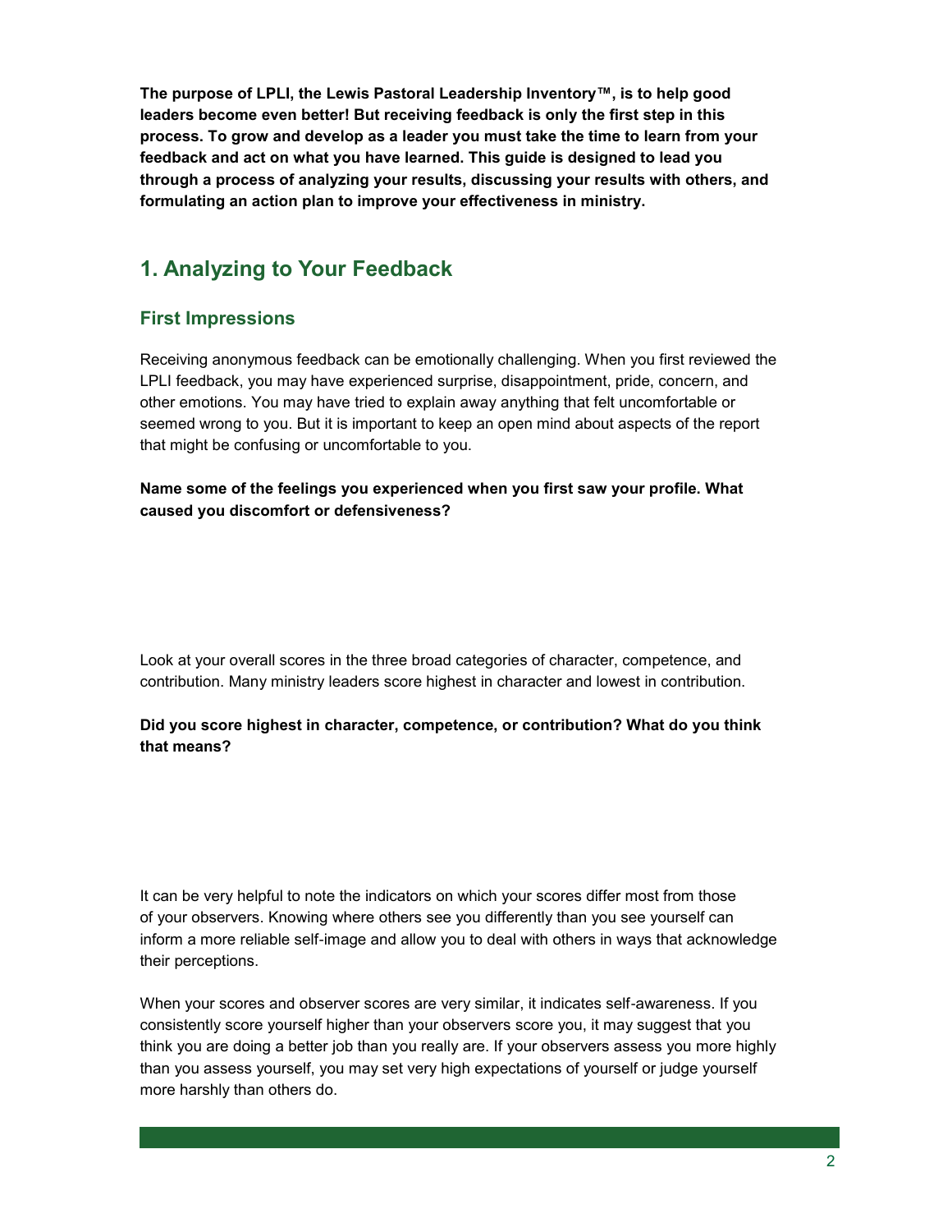**The purpose of LPLI, the Lewis Pastoral Leadership Inventory™, is to help good leaders become even better! But receiving feedback is only the first step in this process. To grow and develop as a leader you must take the time to learn from your feedback and act on what you have learned. This guide is designed to lead you through a process of analyzing your results, discussing your results with others, and formulating an action plan to improve your effectiveness in ministry.**

## 1. Analyzing to Your Feedback

### First Impressions

Receiving anonymous feedback can be emotionally challenging. When you first reviewed the LPLI feedback, you may have experienced surprise, disappointment, pride, concern, and other emotions. You may have tried to explain away anything that felt uncomfortable or seemed wrong to you. But it is important to keep an open mind about aspects of the report that might be confusing or uncomfortable to you.

**Name some of the feelings you experienced when you first saw your profile. What caused you discomfort or defensiveness?**

Look at your overall scores in the three broad categories of character, competence, and contribution. Many ministry leaders score highest in character and lowest in contribution.

**Did you score highest in character, competence, or contribution? What do you think that means?**

It can be very helpful to note the indicators on which your scores differ most from those of your observers. Knowing where others see you differently than you see yourself can inform a more reliable self-image and allow you to deal with others in ways that acknowledge their perceptions.

When your scores and observer scores are very similar, it indicates self-awareness. If you consistently score yourself higher than your observers score you, it may suggest that you think you are doing a better job than you really are. If your observers assess you more highly than you assess yourself, you may set very high expectations of yourself or judge yourself more harshly than others do.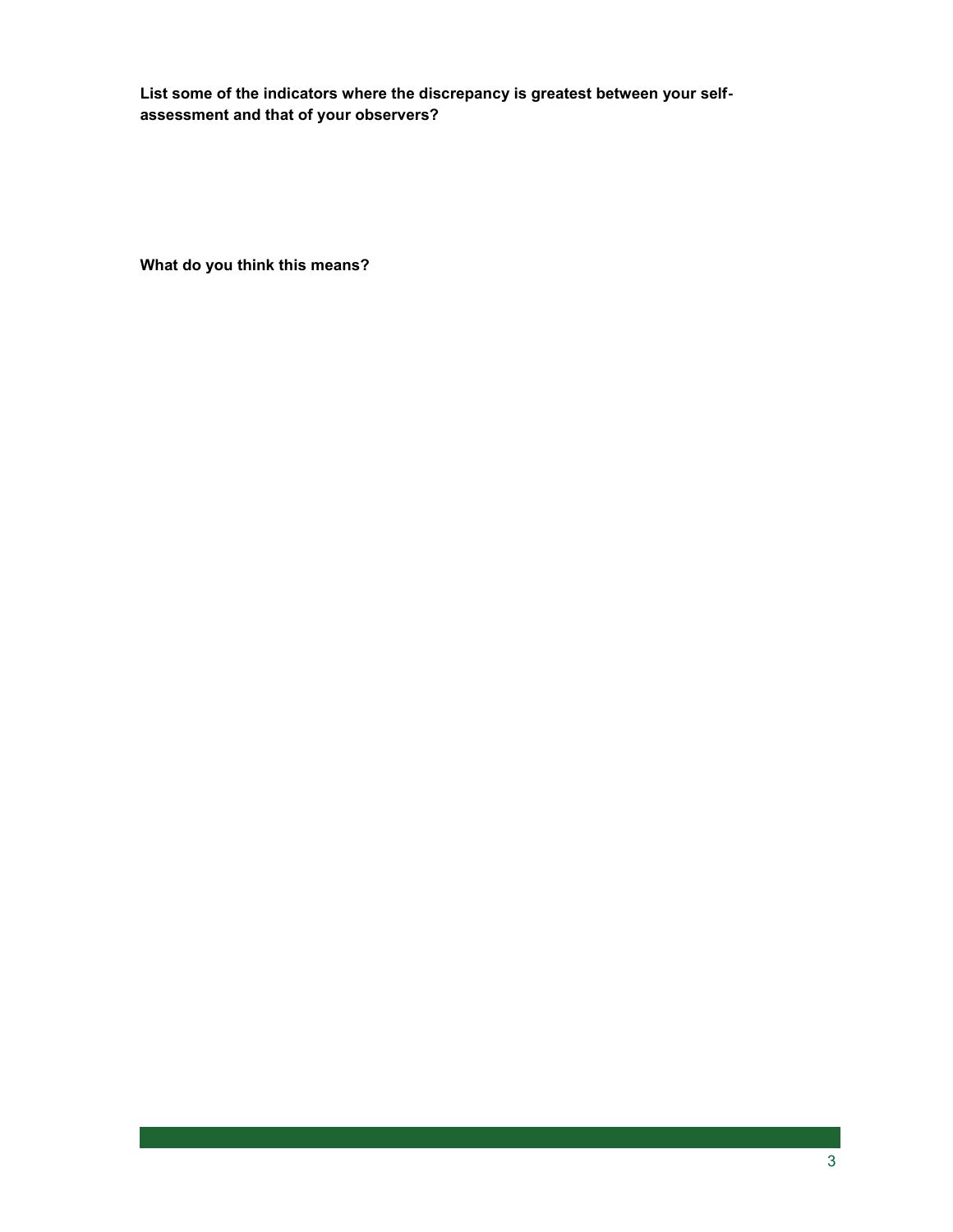**List some of the indicators where the discrepancy is greatest between your self-assessment and that of your observers?**

**What do you think this means?**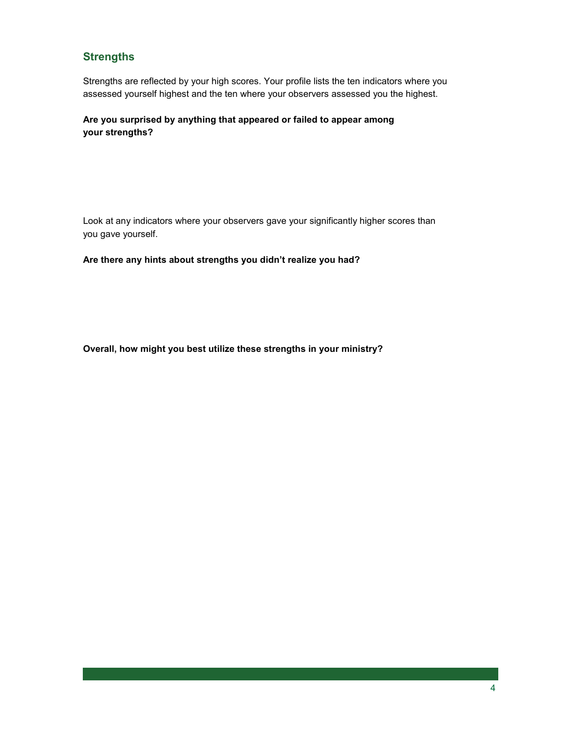## Strengths

Strengths are reflected by your high scores. Your profile lists the ten indicators where you assessed yourself highest and the ten where your observers assessed you the highest.

**Are you surprised by anything that appeared or failed to appear among your strengths?**

Look at any indicators where your observers gave your significantly higher scores than you gave yourself.

**Are there any hints about strengths you didn't realize you had?**

**Overall, how might you best utilize these strengths in your ministry?**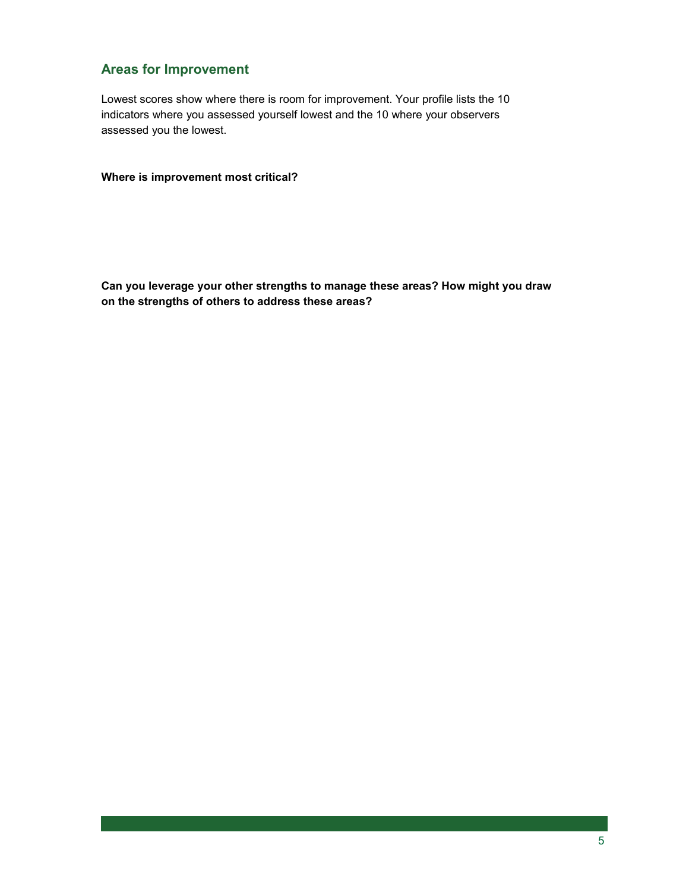## Areas for Improvement

Lowest scores show where there is room for improvement. Your profile lists the 10 indicators where you assessed yourself lowest and the 10 where your observers assessed you the lowest.

**Where is improvement most critical?**

**Can you leverage your other strengths to manage these areas? How might you draw on the strengths of others to address these areas?**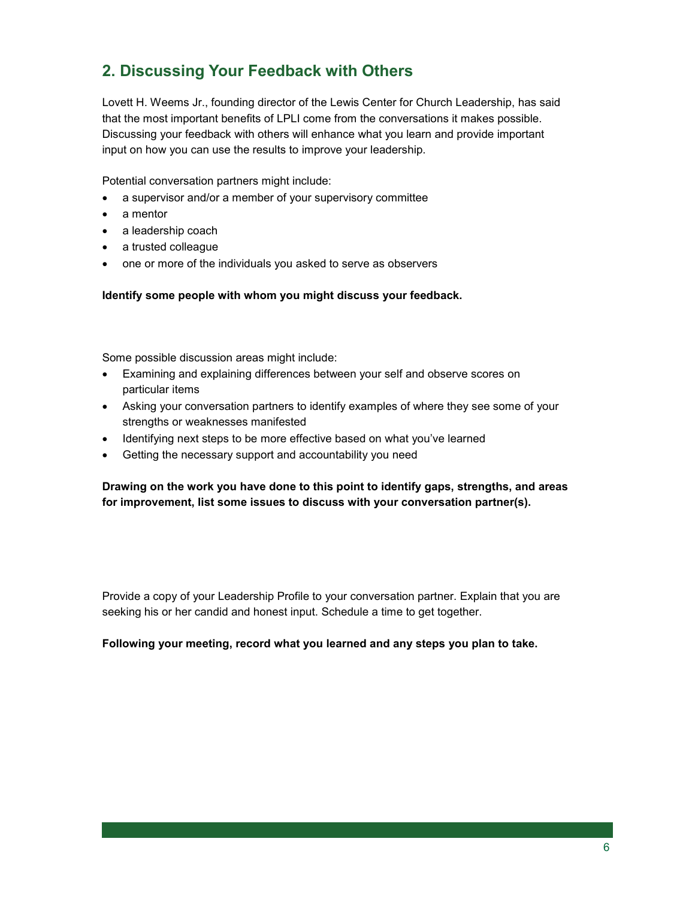## 2. Discussing Your Feedback with Others

Lovett H. Weems Jr., founding director of the Lewis Center for Church Leadership, has said that the most important benefits of LPLI come from the conversations it makes possible. Discussing your feedback with others will enhance what you learn and provide important input on how you can use the results to improve your leadership.

Potential conversation partners might include:

- a supervisor and/or a member of your supervisory committee
- a mentor
- a leadership coach
- a trusted colleague
- one or more of the individuals you asked to serve as observers

**Identify some people with whom you might discuss your feedback.**

Some possible discussion areas might include:

- Examining and explaining differences between your self and observe scores on particular items
- Asking your conversation partners to identify examples of where they see some of your strengths or weaknesses manifested
- Identifying next steps to be more effective based on what you've learned
- Getting the necessary support and accountability you need

**Drawing on the work you have done to this point to identify gaps, strengths, and areas for improvement, list some issues to discuss with your conversation partner(s).**

Provide a copy of your Leadership Profile to your conversation partner. Explain that you are seeking his or her candid and honest input. Schedule a time to get together.

**Following your meeting, record what you learned and any steps you plan to take.**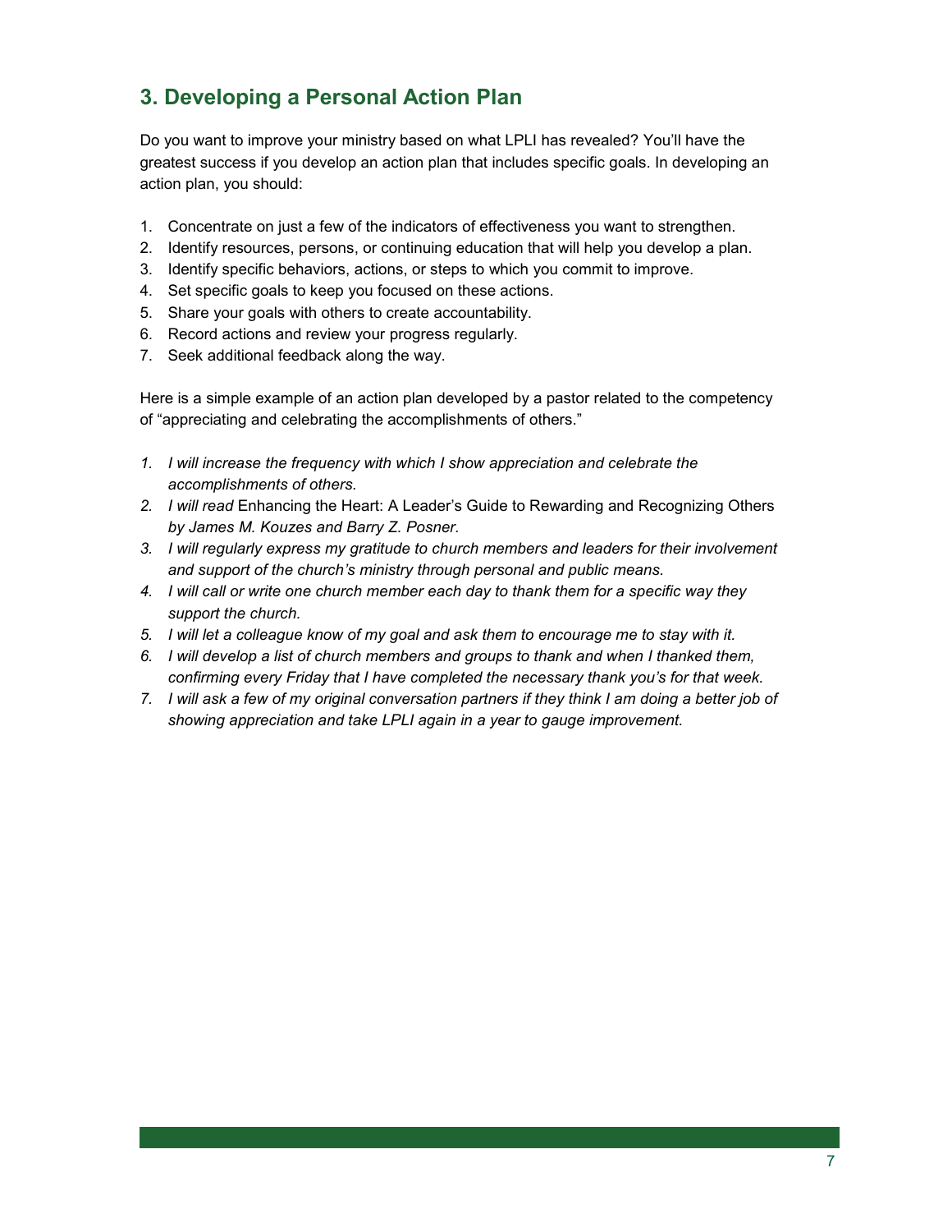## 3. Developing a Personal Action Plan

Do you want to improve your ministry based on what LPLI has revealed? You'll have the greatest success if you develop an action plan that includes specific goals. In developing an action plan, you should:

1. Concentrate on just a few of the indicators of effectiveness you want to strengthen.
2. Identify resources, persons, or continuing education that will help you develop a plan.
3. Identify specific behaviors, actions, or steps to which you commit to improve.
4. Set specific goals to keep you focused on these actions.
5. Share your goals with others to create accountability.
6. Record actions and review your progress regularly.
7. Seek additional feedback along the way.

Here is a simple example of an action plan developed by a pastor related to the competency of "appreciating and celebrating the accomplishments of others."

1. *I will increase the frequency with which I show appreciation and celebrate the accomplishments of others.*
2. *I will read* Enhancing the Heart: A Leader's Guide to Rewarding and Recognizing Others *by James M. Kouzes and Barry Z. Posner.*
3. *I will regularly express my gratitude to church members and leaders for their involvement and support of the church's ministry through personal and public means.*
4. *I will call or write one church member each day to thank them for a specific way they support the church.*
5. *I will let a colleague know of my goal and ask them to encourage me to stay with it.*
6. *I will develop a list of church members and groups to thank and when I thanked them, confirming every Friday that I have completed the necessary thank you's for that week.*
7. *I will ask a few of my original conversation partners if they think I am doing a better job of showing appreciation and take LPLI again in a year to gauge improvement.*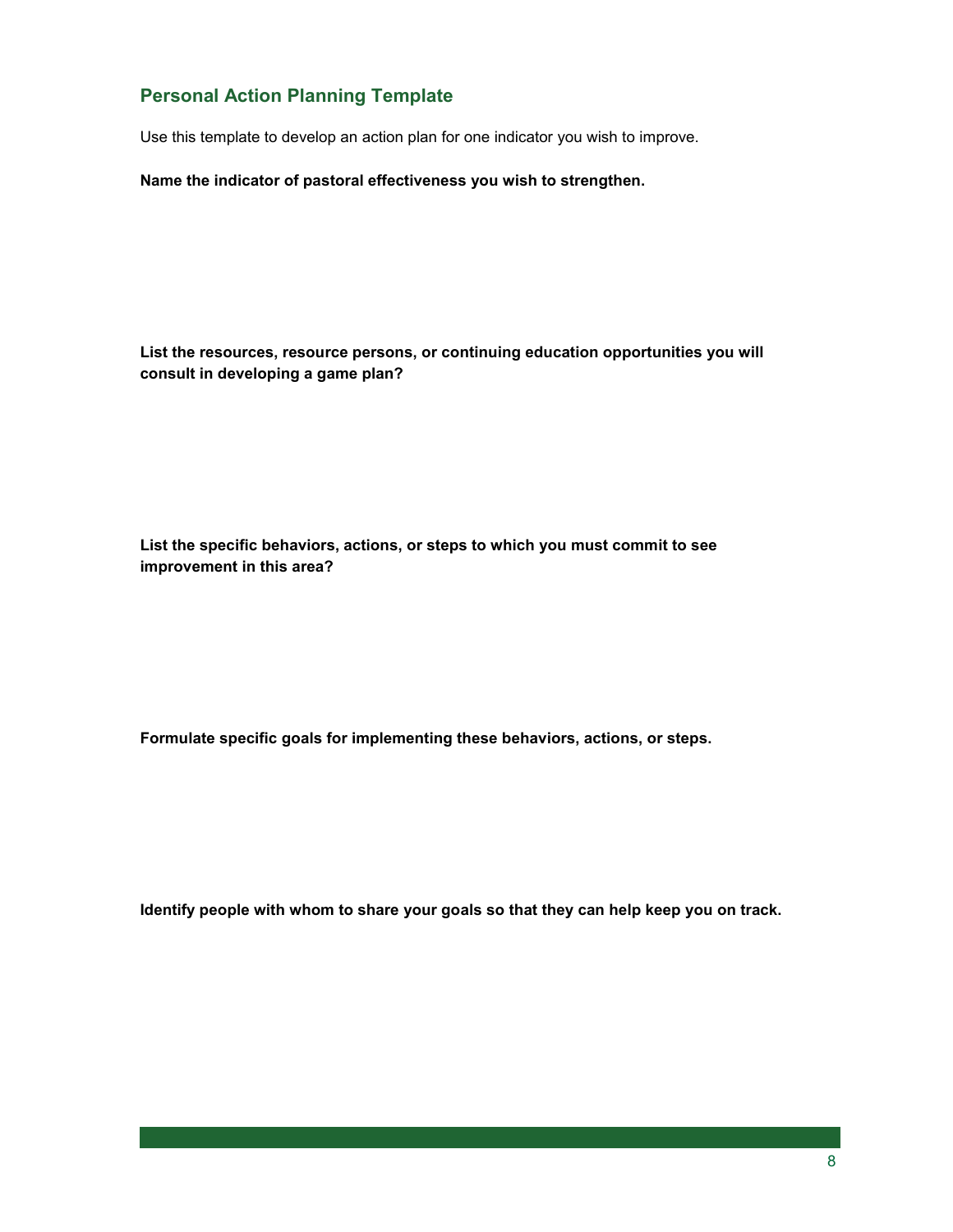## Personal Action Planning Template

Use this template to develop an action plan for one indicator you wish to improve.

**Name the indicator of pastoral effectiveness you wish to strengthen.**

**List the resources, resource persons, or continuing education opportunities you will consult in developing a game plan?**

**List the specific behaviors, actions, or steps to which you must commit to see improvement in this area?**

**Formulate specific goals for implementing these behaviors, actions, or steps.**

**Identify people with whom to share your goals so that they can help keep you on track.**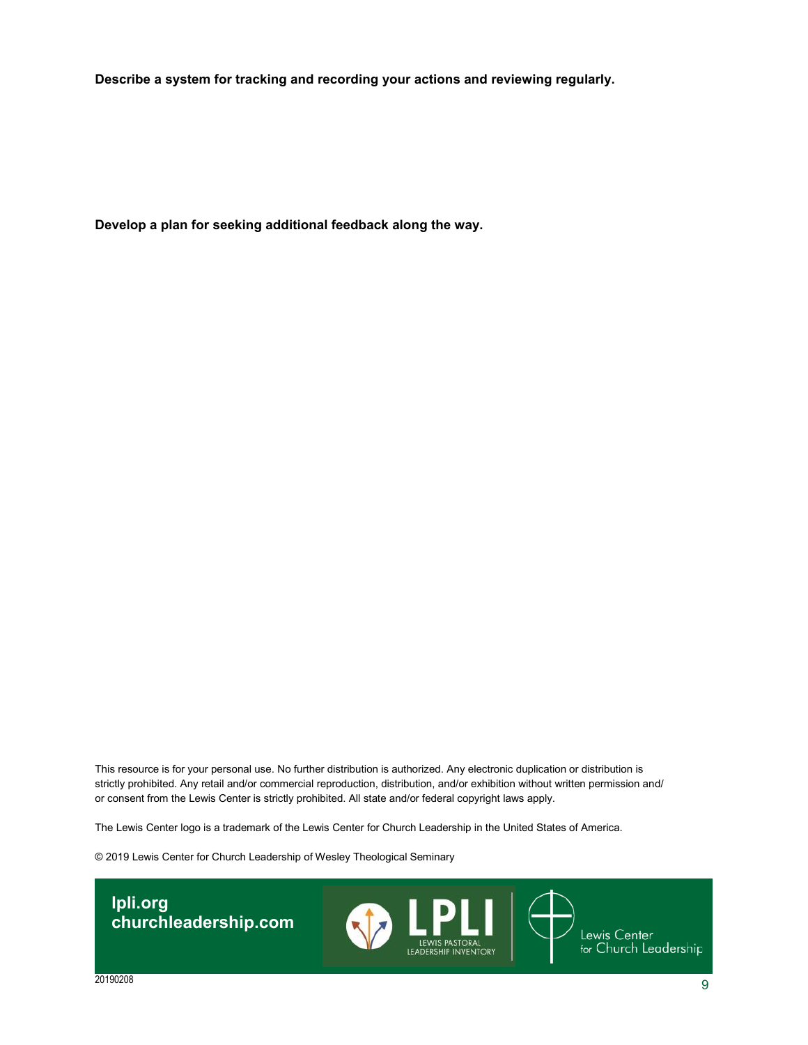**Describe a system for tracking and recording your actions and reviewing regularly.**

**Develop a plan for seeking additional feedback along the way.**

This resource is for your personal use. No further distribution is authorized. Any electronic duplication or distribution is strictly prohibited. Any retail and/or commercial reproduction, distribution, and/or exhibition without written permission and/or consent from the Lewis Center is strictly prohibited. All state and/or federal copyright laws apply.

The Lewis Center logo is a trademark of the Lewis Center for Church Leadership in the United States of America.

© 2019 Lewis Center for Church Leadership of Wesley Theological Seminary

**lpli.org**
**churchleadership.com**

LPLI
LEWIS PASTORAL LEADERSHIP INVENTORY

Lewis Center for Church Leadership

20190208